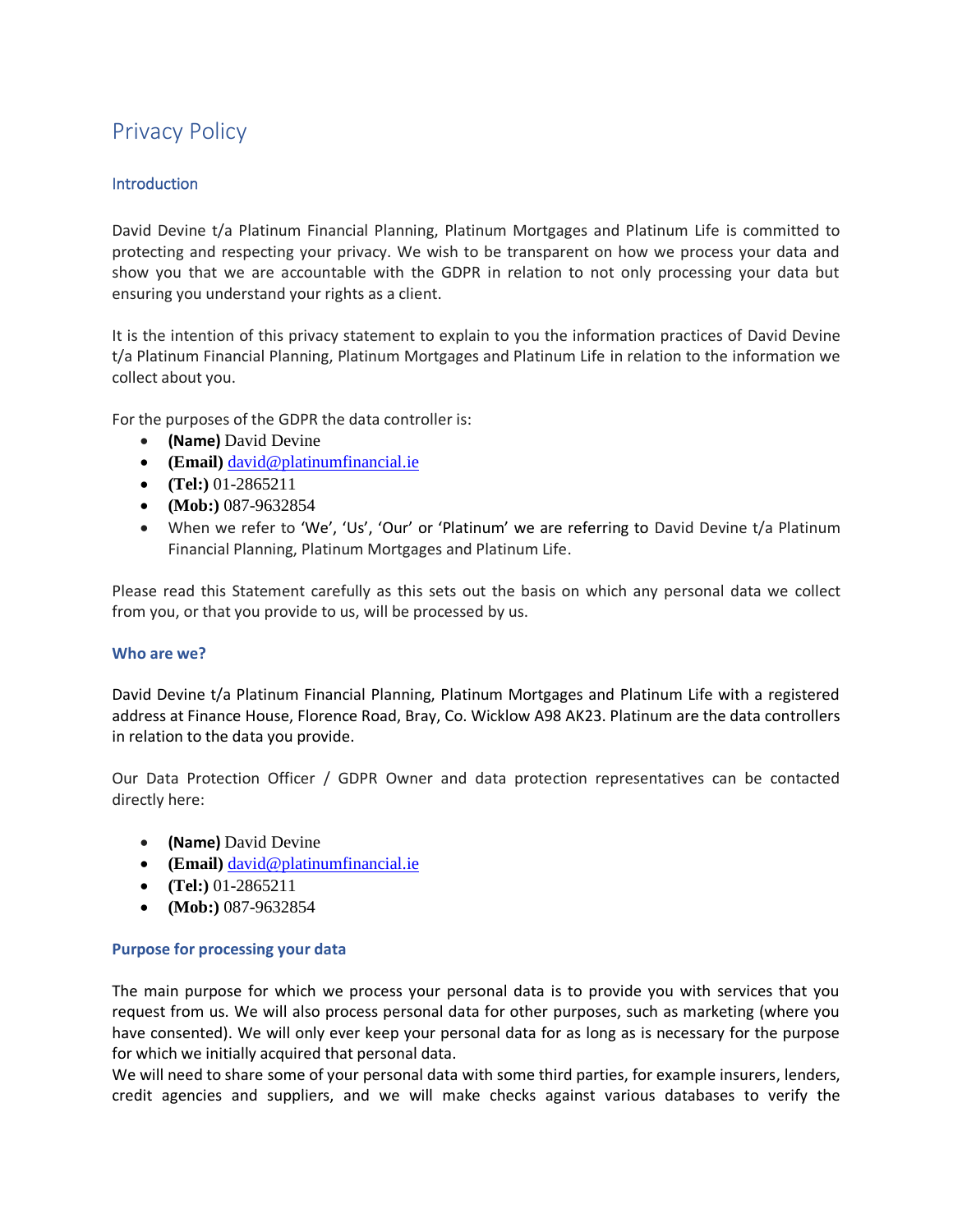# Privacy Policy

## Introduction

David Devine t/a Platinum Financial Planning, Platinum Mortgages and Platinum Life is committed to protecting and respecting your privacy. We wish to be transparent on how we process your data and show you that we are accountable with the GDPR in relation to not only processing your data but ensuring you understand your rights as a client.

It is the intention of this privacy statement to explain to you the information practices of David Devine t/a Platinum Financial Planning, Platinum Mortgages and Platinum Life in relation to the information we collect about you.

For the purposes of the GDPR the data controller is:

- **(Name)** David Devine
- **(Email)** david@platinumfinancial.ie
- **(Tel:)** 01-2865211
- **(Mob:)** 087-9632854
- When we refer to 'We', 'Us', 'Our' or 'Platinum' we are referring to David Devine t/a Platinum Financial Planning, Platinum Mortgages and Platinum Life.

Please read this Statement carefully as this sets out the basis on which any personal data we collect from you, or that you provide to us, will be processed by us.

### Who are we?

David Devine t/a Platinum Financial Planning, Platinum Mortgages and Platinum Life with a registered address at Finance House, Florence Road, Bray, Co. Wicklow A98 AK23. Platinum are the data controllers in relation to the data you provide.

Our Data Protection Officer / GDPR Owner and data protection representatives can be contacted directly here:

- **(Name)** David Devine
- **(Email)** david@platinumfinancial.ie
- **(Tel:)** 01-2865211
- **(Mob:)** 087-9632854

### Purpose for processing your data

The main purpose for which we process your personal data is to provide you with services that you request from us. We will also process personal data for other purposes, such as marketing (where you have consented). We will only ever keep your personal data for as long as is necessary for the purpose for which we initially acquired that personal data.

We will need to share some of your personal data with some third parties, for example insurers, lenders, credit agencies and suppliers, and we will make checks against various databases to verify the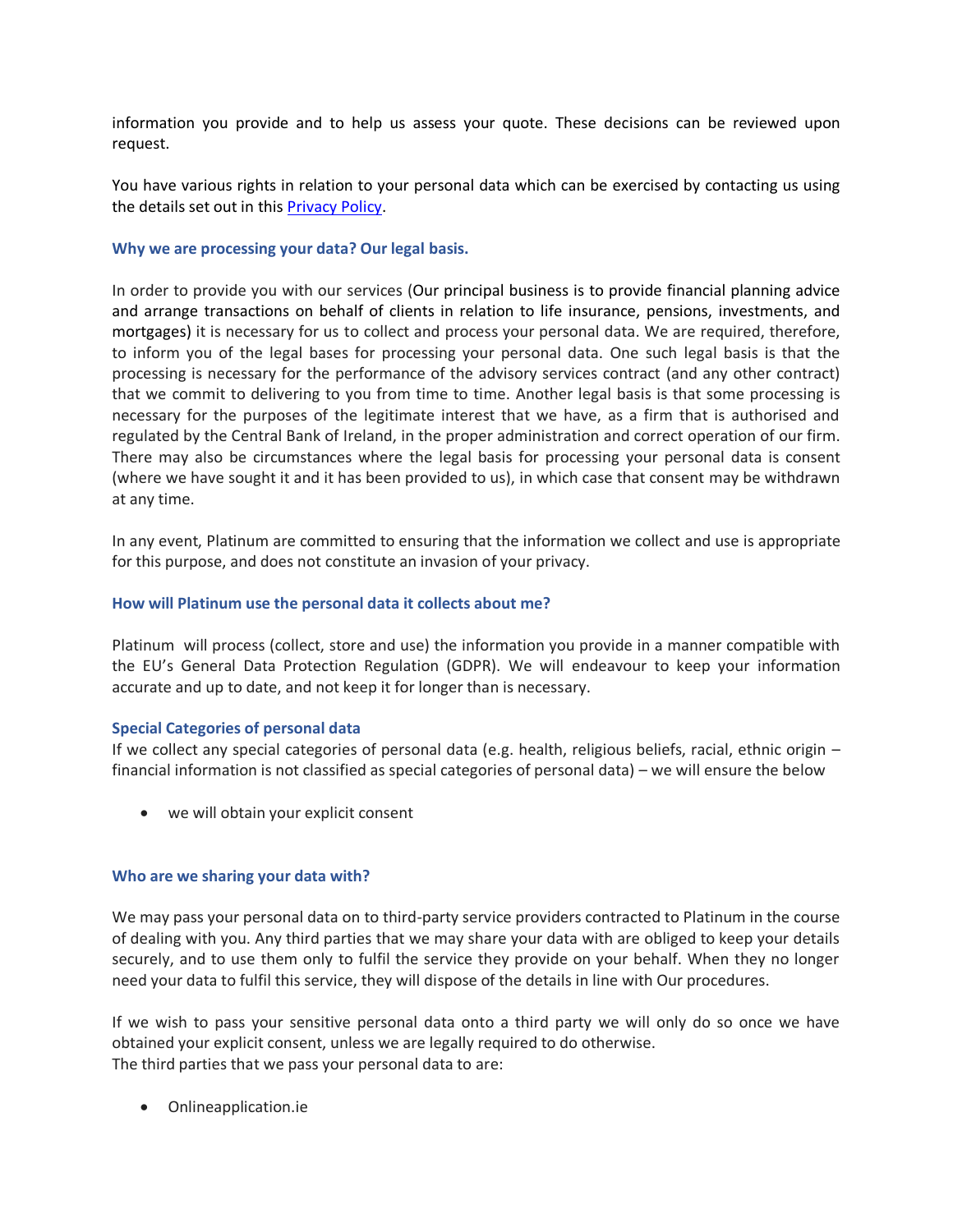information you provide and to help us assess your quote. These decisions can be reviewed upon request.

You have various rights in relation to your personal data which can be exercised by contacting us using the details set out in this [Privacy Policy](Privacy Policy).

### Why we are processing your data? Our legal basis.

In order to provide you with our services (Our principal business is to provide financial planning advice and arrange transactions on behalf of clients in relation to life insurance, pensions, investments, and mortgages) it is necessary for us to collect and process your personal data. We are required, therefore, to inform you of the legal bases for processing your personal data. One such legal basis is that the processing is necessary for the performance of the advisory services contract (and any other contract) that we commit to delivering to you from time to time. Another legal basis is that some processing is necessary for the purposes of the legitimate interest that we have, as a firm that is authorised and regulated by the Central Bank of Ireland, in the proper administration and correct operation of our firm. There may also be circumstances where the legal basis for processing your personal data is consent (where we have sought it and it has been provided to us), in which case that consent may be withdrawn at any time.

In any event, Platinum are committed to ensuring that the information we collect and use is appropriate for this purpose, and does not constitute an invasion of your privacy.

### How will Platinum use the personal data it collects about me?

Platinum will process (collect, store and use) the information you provide in a manner compatible with the EU's General Data Protection Regulation (GDPR). We will endeavour to keep your information accurate and up to date, and not keep it for longer than is necessary.

### Special Categories of personal data

If we collect any special categories of personal data (e.g. health, religious beliefs, racial, ethnic origin – financial information is not classified as special categories of personal data) – we will ensure the below

- we will obtain your explicit consent

### Who are we sharing your data with?

We may pass your personal data on to third-party service providers contracted to Platinum in the course of dealing with you. Any third parties that we may share your data with are obliged to keep your details securely, and to use them only to fulfil the service they provide on your behalf. When they no longer need your data to fulfil this service, they will dispose of the details in line with Our procedures.

If we wish to pass your sensitive personal data onto a third party we will only do so once we have obtained your explicit consent, unless we are legally required to do otherwise.
The third parties that we pass your personal data to are:

- Onlineapplication.ie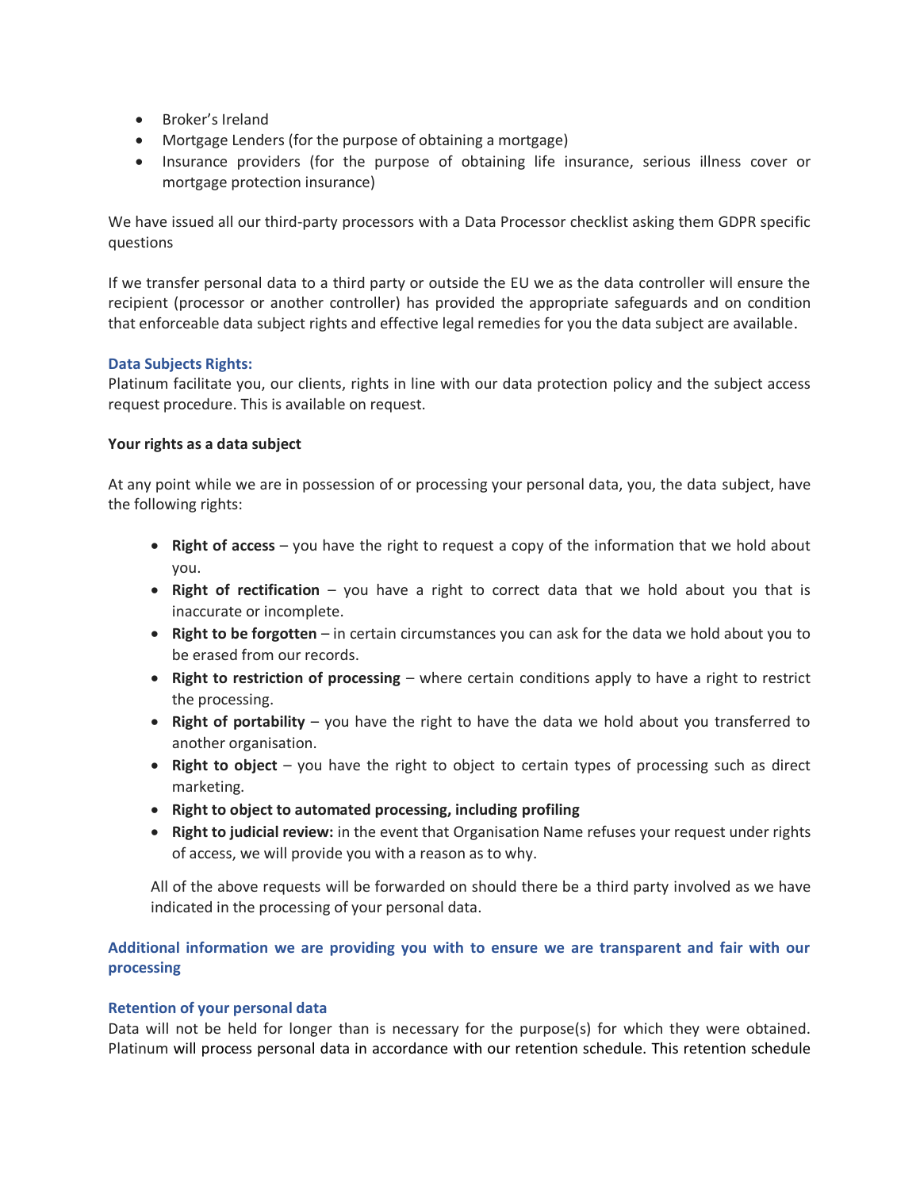- Broker's Ireland
- Mortgage Lenders (for the purpose of obtaining a mortgage)
- Insurance providers (for the purpose of obtaining life insurance, serious illness cover or mortgage protection insurance)

We have issued all our third-party processors with a Data Processor checklist asking them GDPR specific questions

If we transfer personal data to a third party or outside the EU we as the data controller will ensure the recipient (processor or another controller) has provided the appropriate safeguards and on condition that enforceable data subject rights and effective legal remedies for you the data subject are available.

### Data Subjects Rights:

Platinum facilitate you, our clients, rights in line with our data protection policy and the subject access request procedure. This is available on request.

**Your rights as a data subject**

At any point while we are in possession of or processing your personal data, you, the data subject, have the following rights:

- **Right of access** – you have the right to request a copy of the information that we hold about you.
- **Right of rectification** – you have a right to correct data that we hold about you that is inaccurate or incomplete.
- **Right to be forgotten** – in certain circumstances you can ask for the data we hold about you to be erased from our records.
- **Right to restriction of processing** – where certain conditions apply to have a right to restrict the processing.
- **Right of portability** – you have the right to have the data we hold about you transferred to another organisation.
- **Right to object** – you have the right to object to certain types of processing such as direct marketing.
- **Right to object to automated processing, including profiling**
- **Right to judicial review:** in the event that Organisation Name refuses your request under rights of access, we will provide you with a reason as to why.

All of the above requests will be forwarded on should there be a third party involved as we have indicated in the processing of your personal data.

### Additional information we are providing you with to ensure we are transparent and fair with our processing

### Retention of your personal data

Data will not be held for longer than is necessary for the purpose(s) for which they were obtained. Platinum will process personal data in accordance with our retention schedule. This retention schedule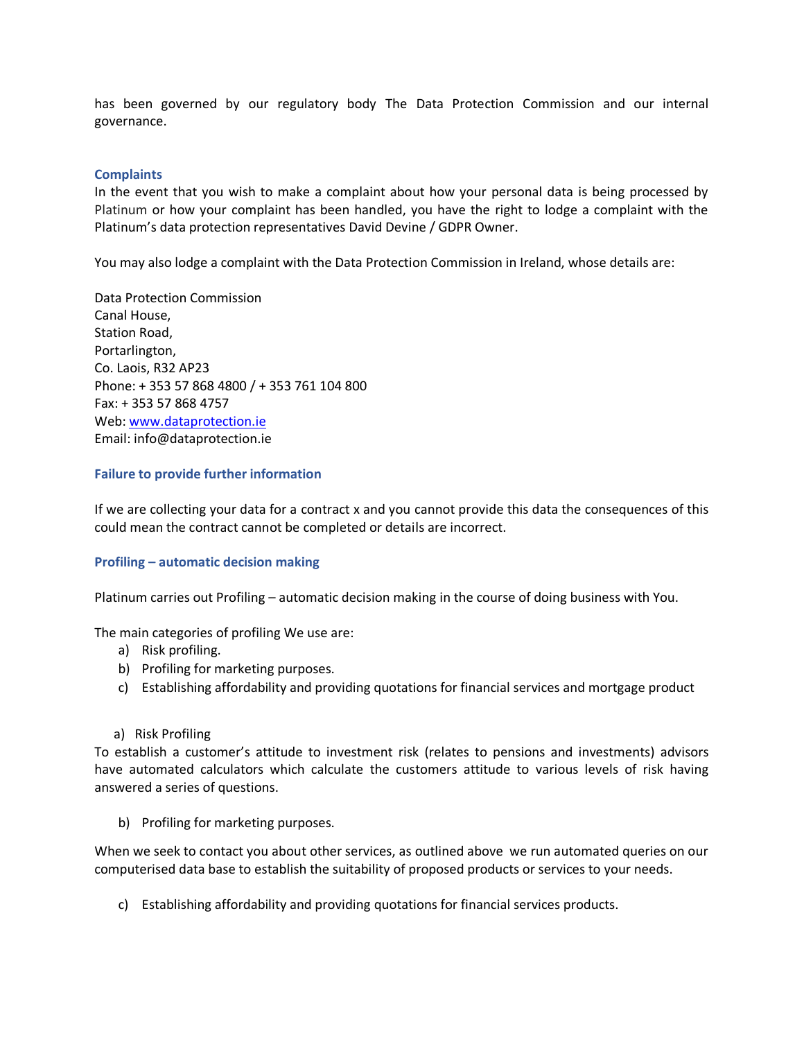has been governed by our regulatory body The Data Protection Commission and our internal governance.

## Complaints

In the event that you wish to make a complaint about how your personal data is being processed by Platinum or how your complaint has been handled, you have the right to lodge a complaint with the Platinum's data protection representatives David Devine / GDPR Owner.

You may also lodge a complaint with the Data Protection Commission in Ireland, whose details are:

Data Protection Commission
Canal House,
Station Road,
Portarlington,
Co. Laois, R32 AP23
Phone: + 353 57 868 4800 / + 353 761 104 800
Fax: + 353 57 868 4757
Web: [www.dataprotection.ie](http://www.dataprotection.ie)
Email: info@dataprotection.ie

## Failure to provide further information

If we are collecting your data for a contract x and you cannot provide this data the consequences of this could mean the contract cannot be completed or details are incorrect.

## Profiling – automatic decision making

Platinum carries out Profiling – automatic decision making in the course of doing business with You.

The main categories of profiling We use are:

a) Risk profiling.
b) Profiling for marketing purposes.
c) Establishing affordability and providing quotations for financial services and mortgage product

a) Risk Profiling

To establish a customer's attitude to investment risk (relates to pensions and investments) advisors have automated calculators which calculate the customers attitude to various levels of risk having answered a series of questions.

b) Profiling for marketing purposes.

When we seek to contact you about other services, as outlined above we run automated queries on our computerised data base to establish the suitability of proposed products or services to your needs.

c) Establishing affordability and providing quotations for financial services products.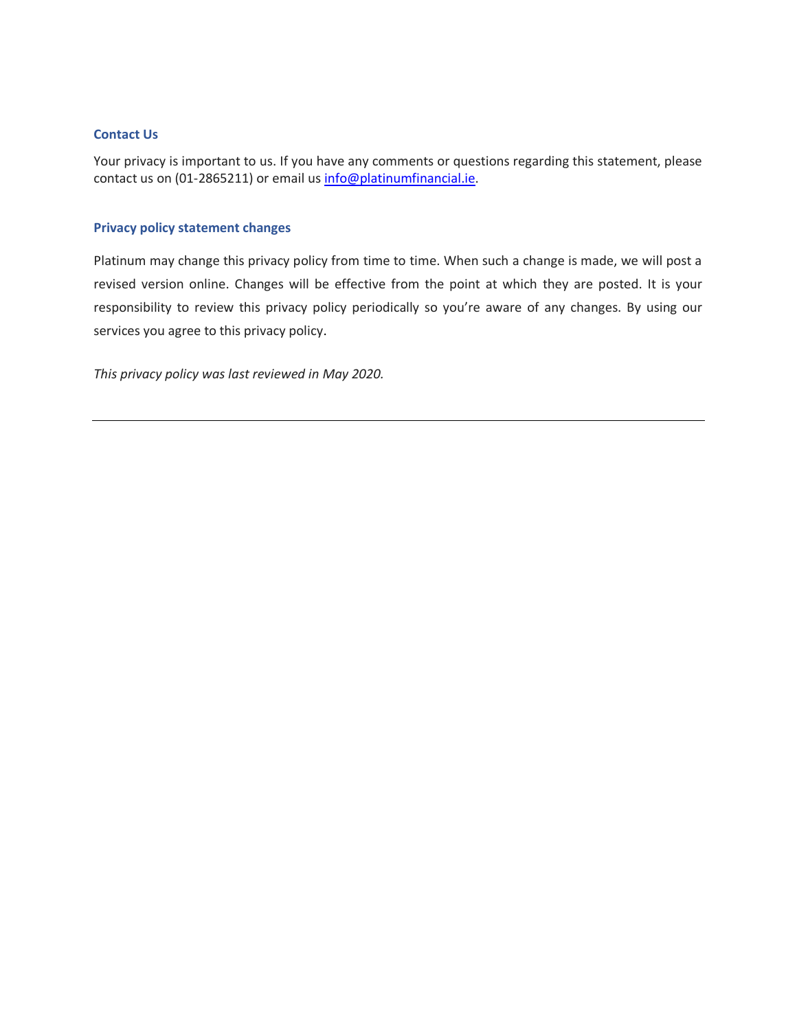### Contact Us

Your privacy is important to us. If you have any comments or questions regarding this statement, please contact us on (01-2865211) or email us info@platinumfinancial.ie.

### Privacy policy statement changes

Platinum may change this privacy policy from time to time. When such a change is made, we will post a revised version online. Changes will be effective from the point at which they are posted. It is your responsibility to review this privacy policy periodically so you're aware of any changes. By using our services you agree to this privacy policy.

*This privacy policy was last reviewed in May 2020.*

---